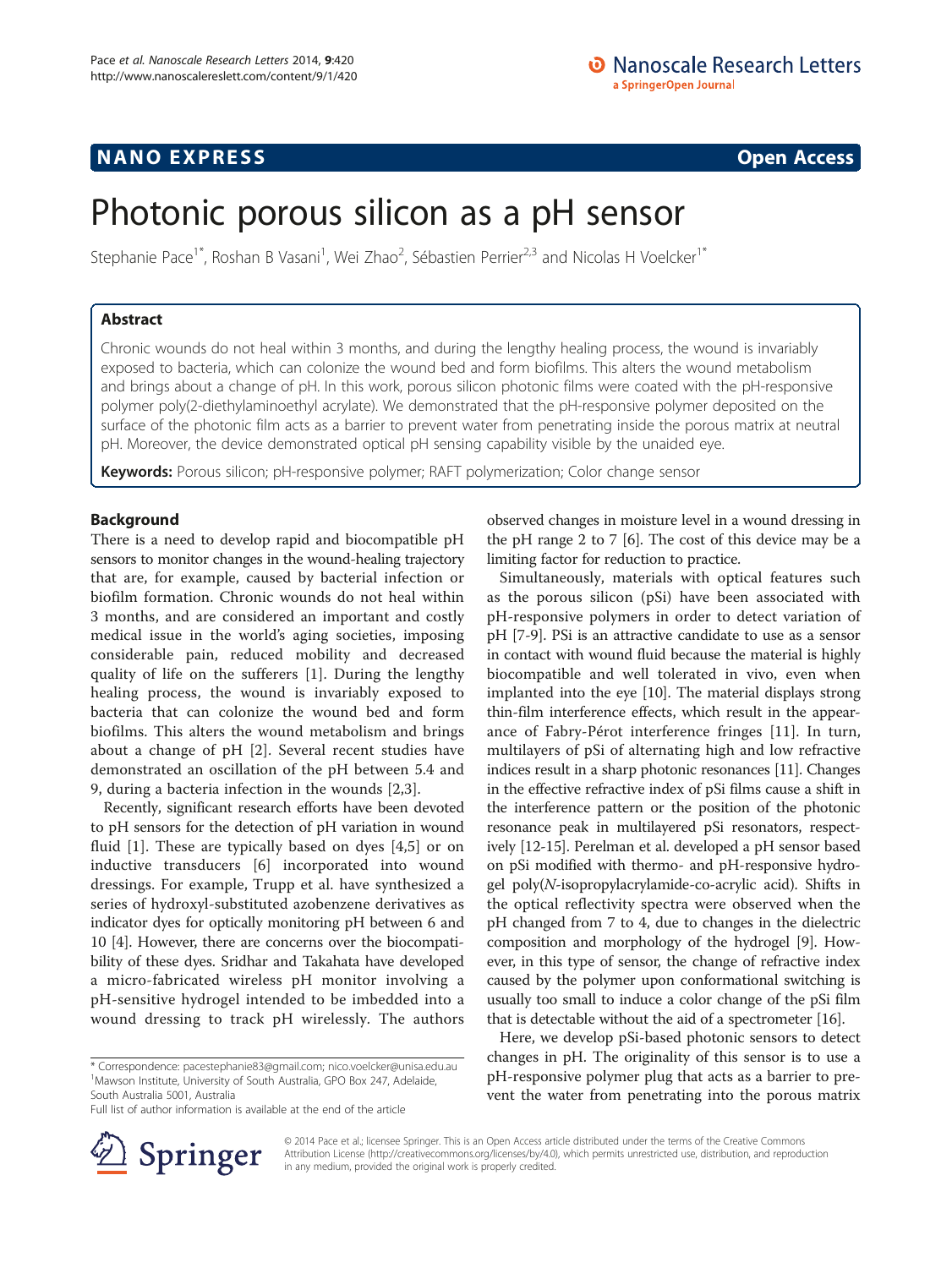NANO EXPRESS Open Access

# Photonic porous silicon as a pH sensor

Stephanie Pace[1*], Roshan B Vasani[1], Wei Zhao[2], Sébastien Perrier[2,3] and Nicolas H Voelcker[1*]

## Abstract

Chronic wounds do not heal within 3 months, and during the lengthy healing process, the wound is invariably exposed to bacteria, which can colonize the wound bed and form biofilms. This alters the wound metabolism and brings about a change of pH. In this work, porous silicon photonic films were coated with the pH-responsive polymer poly(2-diethylaminoethyl acrylate). We demonstrated that the pH-responsive polymer deposited on the surface of the photonic film acts as a barrier to prevent water from penetrating inside the porous matrix at neutral pH. Moreover, the device demonstrated optical pH sensing capability visible by the unaided eye.

**Keywords:** Porous silicon; pH-responsive polymer; RAFT polymerization; Color change sensor

## Background

There is a need to develop rapid and biocompatible pH sensors to monitor changes in the wound-healing trajectory that are, for example, caused by bacterial infection or biofilm formation. Chronic wounds do not heal within 3 months, and are considered an important and costly medical issue in the world's aging societies, imposing considerable pain, reduced mobility and decreased quality of life on the sufferers [1]. During the lengthy healing process, the wound is invariably exposed to bacteria that can colonize the wound bed and form biofilms. This alters the wound metabolism and brings about a change of pH [2]. Several recent studies have demonstrated an oscillation of the pH between 5.4 and 9, during a bacteria infection in the wounds [2,3].

Recently, significant research efforts have been devoted to pH sensors for the detection of pH variation in wound fluid [1]. These are typically based on dyes [4,5] or on inductive transducers [6] incorporated into wound dressings. For example, Trupp et al. have synthesized a series of hydroxyl-substituted azobenzene derivatives as indicator dyes for optically monitoring pH between 6 and 10 [4]. However, there are concerns over the biocompatibility of these dyes. Sridhar and Takahata have developed a micro-fabricated wireless pH monitor involving a pH-sensitive hydrogel intended to be imbedded into a wound dressing to track pH wirelessly. The authors observed changes in moisture level in a wound dressing in the pH range 2 to 7 [6]. The cost of this device may be a limiting factor for reduction to practice.

Simultaneously, materials with optical features such as the porous silicon (pSi) have been associated with pH-responsive polymers in order to detect variation of pH [7-9]. PSi is an attractive candidate to use as a sensor in contact with wound fluid because the material is highly biocompatible and well tolerated in vivo, even when implanted into the eye [10]. The material displays strong thin-film interference effects, which result in the appearance of Fabry-Pérot interference fringes [11]. In turn, multilayers of pSi of alternating high and low refractive indices result in a sharp photonic resonances [11]. Changes in the effective refractive index of pSi films cause a shift in the interference pattern or the position of the photonic resonance peak in multilayered pSi resonators, respectively [12-15]. Perelman et al. developed a pH sensor based on pSi modified with thermo- and pH-responsive hydrogel poly(*N*-isopropylacrylamide-co-acrylic acid). Shifts in the optical reflectivity spectra were observed when the pH changed from 7 to 4, due to changes in the dielectric composition and morphology of the hydrogel [9]. However, in this type of sensor, the change of refractive index caused by the polymer upon conformational switching is usually too small to induce a color change of the pSi film that is detectable without the aid of a spectrometer [16].

Here, we develop pSi-based photonic sensors to detect changes in pH. The originality of this sensor is to use a pH-responsive polymer plug that acts as a barrier to prevent the water from penetrating into the porous matrix

* Correspondence: pacestephanie83@gmail.com; nico.voelcker@unisa.edu.au
[1]Mawson Institute, University of South Australia, GPO Box 247, Adelaide, South Australia 5001, Australia
Full list of author information is available at the end of the article

© 2014 Pace et al.; licensee Springer. This is an Open Access article distributed under the terms of the Creative Commons Attribution License (http://creativecommons.org/licenses/by/4.0), which permits unrestricted use, distribution, and reproduction in any medium, provided the original work is properly credited.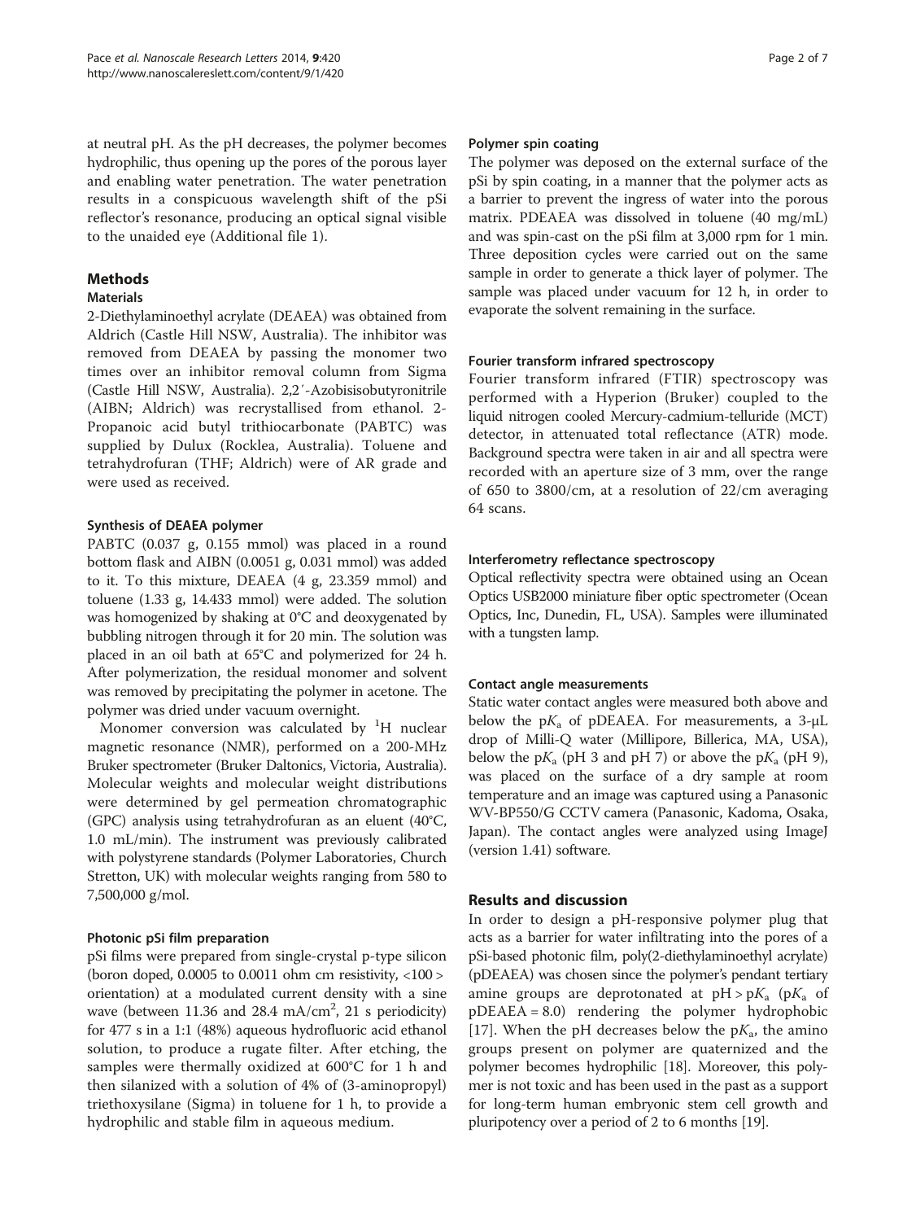at neutral pH. As the pH decreases, the polymer becomes hydrophilic, thus opening up the pores of the porous layer and enabling water penetration. The water penetration results in a conspicuous wavelength shift of the pSi reflector's resonance, producing an optical signal visible to the unaided eye (Additional file 1).

## Methods

### Materials

2-Diethylaminoethyl acrylate (DEAEA) was obtained from Aldrich (Castle Hill NSW, Australia). The inhibitor was removed from DEAEA by passing the monomer two times over an inhibitor removal column from Sigma (Castle Hill NSW, Australia). 2,2′-Azobisisobutyronitrile (AIBN; Aldrich) was recrystallised from ethanol. 2-Propanoic acid butyl trithiocarbonate (PABTC) was supplied by Dulux (Rocklea, Australia). Toluene and tetrahydrofuran (THF; Aldrich) were of AR grade and were used as received.

### Synthesis of DEAEA polymer

PABTC (0.037 g, 0.155 mmol) was placed in a round bottom flask and AIBN (0.0051 g, 0.031 mmol) was added to it. To this mixture, DEAEA (4 g, 23.359 mmol) and toluene (1.33 g, 14.433 mmol) were added. The solution was homogenized by shaking at 0°C and deoxygenated by bubbling nitrogen through it for 20 min. The solution was placed in an oil bath at 65°C and polymerized for 24 h. After polymerization, the residual monomer and solvent was removed by precipitating the polymer in acetone. The polymer was dried under vacuum overnight.

Monomer conversion was calculated by $^{1}$H nuclear magnetic resonance (NMR), performed on a 200-MHz Bruker spectrometer (Bruker Daltonics, Victoria, Australia). Molecular weights and molecular weight distributions were determined by gel permeation chromatographic (GPC) analysis using tetrahydrofuran as an eluent (40°C, 1.0 mL/min). The instrument was previously calibrated with polystyrene standards (Polymer Laboratories, Church Stretton, UK) with molecular weights ranging from 580 to 7,500,000 g/mol.

### Photonic pSi film preparation

pSi films were prepared from single-crystal p-type silicon (boron doped, 0.0005 to 0.0011 ohm cm resistivity, <100> orientation) at a modulated current density with a sine wave (between 11.36 and 28.4 mA/cm$^2$, 21 s periodicity) for 477 s in a 1:1 (48%) aqueous hydrofluoric acid ethanol solution, to produce a rugate filter. After etching, the samples were thermally oxidized at 600°C for 1 h and then silanized with a solution of 4% of (3-aminopropyl) triethoxysilane (Sigma) in toluene for 1 h, to provide a hydrophilic and stable film in aqueous medium.

### Polymer spin coating

The polymer was deposed on the external surface of the pSi by spin coating, in a manner that the polymer acts as a barrier to prevent the ingress of water into the porous matrix. PDEAEA was dissolved in toluene (40 mg/mL) and was spin-cast on the pSi film at 3,000 rpm for 1 min. Three deposition cycles were carried out on the same sample in order to generate a thick layer of polymer. The sample was placed under vacuum for 12 h, in order to evaporate the solvent remaining in the surface.

### Fourier transform infrared spectroscopy

Fourier transform infrared (FTIR) spectroscopy was performed with a Hyperion (Bruker) coupled to the liquid nitrogen cooled Mercury-cadmium-telluride (MCT) detector, in attenuated total reflectance (ATR) mode. Background spectra were taken in air and all spectra were recorded with an aperture size of 3 mm, over the range of 650 to 3800/cm, at a resolution of 22/cm averaging 64 scans.

### Interferometry reflectance spectroscopy

Optical reflectivity spectra were obtained using an Ocean Optics USB2000 miniature fiber optic spectrometer (Ocean Optics, Inc, Dunedin, FL, USA). Samples were illuminated with a tungsten lamp.

### Contact angle measurements

Static water contact angles were measured both above and below the p$K_a$ of pDEAEA. For measurements, a 3-μL drop of Milli-Q water (Millipore, Billerica, MA, USA), below the p$K_a$ (pH 3 and pH 7) or above the p$K_a$ (pH 9), was placed on the surface of a dry sample at room temperature and an image was captured using a Panasonic WV-BP550/G CCTV camera (Panasonic, Kadoma, Osaka, Japan). The contact angles were analyzed using ImageJ (version 1.41) software.

## Results and discussion

In order to design a pH-responsive polymer plug that acts as a barrier for water infiltrating into the pores of a pSi-based photonic film, poly(2-diethylaminoethyl acrylate) (pDEAEA) was chosen since the polymer's pendant tertiary amine groups are deprotonated at pH > p$K_a$ (p$K_a$ of pDEAEA = 8.0) rendering the polymer hydrophobic [17]. When the pH decreases below the p$K_a$, the amino groups present on polymer are quaternized and the polymer becomes hydrophilic [18]. Moreover, this polymer is not toxic and has been used in the past as a support for long-term human embryonic stem cell growth and pluripotency over a period of 2 to 6 months [19].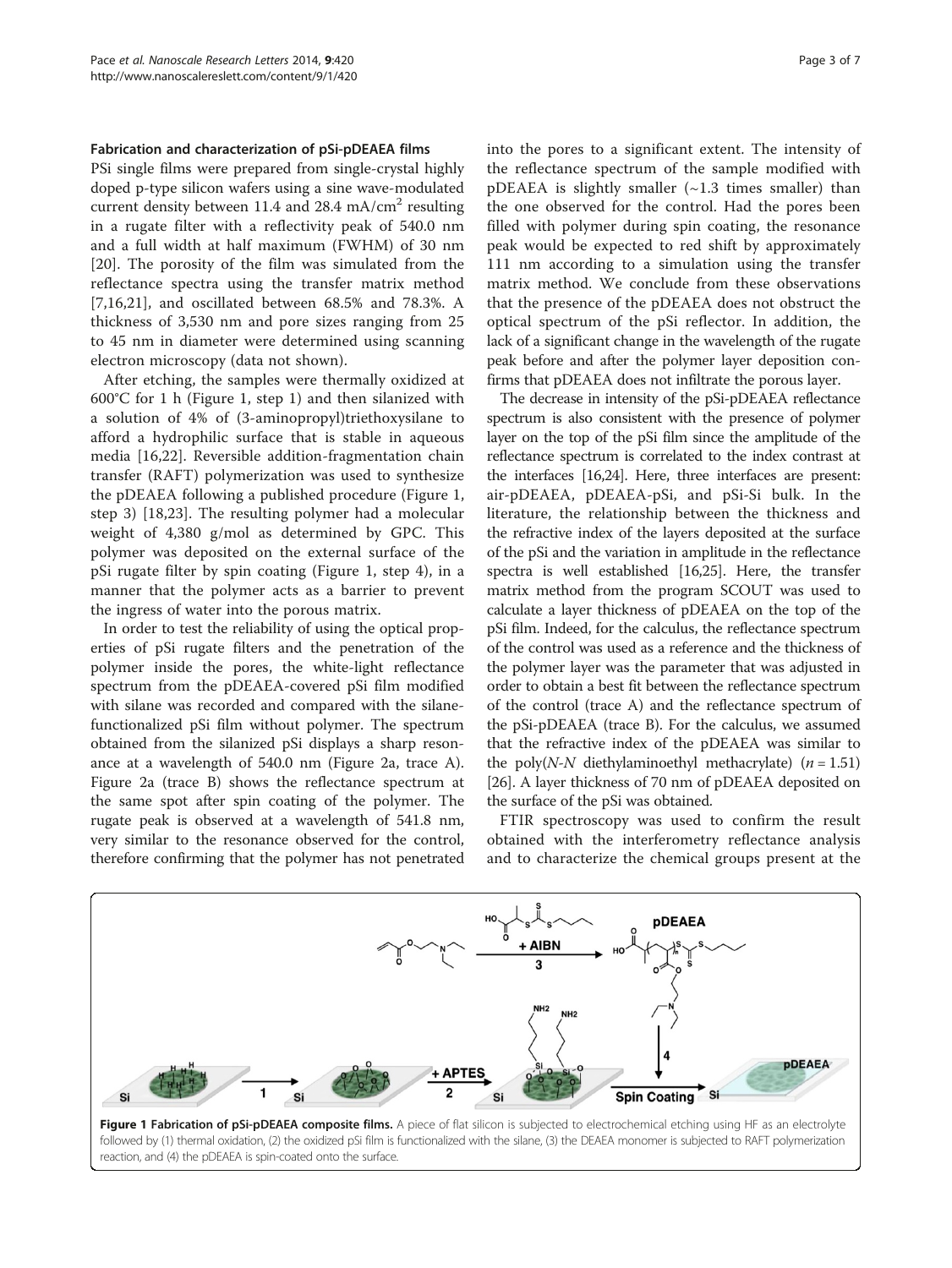### Fabrication and characterization of pSi-pDEAEA films

PSi single films were prepared from single-crystal highly doped p-type silicon wafers using a sine wave-modulated current density between 11.4 and 28.4 mA/cm$^2$ resulting in a rugate filter with a reflectivity peak of 540.0 nm and a full width at half maximum (FWHM) of 30 nm [20]. The porosity of the film was simulated from the reflectance spectra using the transfer matrix method [7,16,21], and oscillated between 68.5% and 78.3%. A thickness of 3,530 nm and pore sizes ranging from 25 to 45 nm in diameter were determined using scanning electron microscopy (data not shown).

After etching, the samples were thermally oxidized at 600°C for 1 h (Figure 1, step 1) and then silanized with a solution of 4% of (3-aminopropyl)triethoxysilane to afford a hydrophilic surface that is stable in aqueous media [16,22]. Reversible addition-fragmentation chain transfer (RAFT) polymerization was used to synthesize the pDEAEA following a published procedure (Figure 1, step 3) [18,23]. The resulting polymer had a molecular weight of 4,380 g/mol as determined by GPC. This polymer was deposited on the external surface of the pSi rugate filter by spin coating (Figure 1, step 4), in a manner that the polymer acts as a barrier to prevent the ingress of water into the porous matrix.

In order to test the reliability of using the optical properties of pSi rugate filters and the penetration of the polymer inside the pores, the white-light reflectance spectrum from the pDEAEA-covered pSi film modified with silane was recorded and compared with the silane-functionalized pSi film without polymer. The spectrum obtained from the silanized pSi displays a sharp resonance at a wavelength of 540.0 nm (Figure 2a, trace A). Figure 2a (trace B) shows the reflectance spectrum at the same spot after spin coating of the polymer. The rugate peak is observed at a wavelength of 541.8 nm, very similar to the resonance observed for the control, therefore confirming that the polymer has not penetrated into the pores to a significant extent. The intensity of the reflectance spectrum of the sample modified with pDEAEA is slightly smaller (~1.3 times smaller) than the one observed for the control. Had the pores been filled with polymer during spin coating, the resonance peak would be expected to red shift by approximately 111 nm according to a simulation using the transfer matrix method. We conclude from these observations that the presence of the pDEAEA does not obstruct the optical spectrum of the pSi reflector. In addition, the lack of a significant change in the wavelength of the rugate peak before and after the polymer layer deposition confirms that pDEAEA does not infiltrate the porous layer.

The decrease in intensity of the pSi-pDEAEA reflectance spectrum is also consistent with the presence of polymer layer on the top of the pSi film since the amplitude of the reflectance spectrum is correlated to the index contrast at the interfaces [16,24]. Here, three interfaces are present: air-pDEAEA, pDEAEA-pSi, and pSi-Si bulk. In the literature, the relationship between the thickness and the refractive index of the layers deposited at the surface of the pSi and the variation in amplitude in the reflectance spectra is well established [16,25]. Here, the transfer matrix method from the program SCOUT was used to calculate a layer thickness of pDEAEA on the top of the pSi film. Indeed, for the calculus, the reflectance spectrum of the control was used as a reference and the thickness of the polymer layer was the parameter that was adjusted in order to obtain a best fit between the reflectance spectrum of the control (trace A) and the reflectance spectrum of the pSi-pDEAEA (trace B). For the calculus, we assumed that the refractive index of the pDEAEA was similar to the poly(*N-N* diethylaminoethyl methacrylate) ($n = 1.51$) [26]. A layer thickness of 70 nm of pDEAEA deposited on the surface of the pSi was obtained.

FTIR spectroscopy was used to confirm the result obtained with the interferometry reflectance analysis and to characterize the chemical groups present at the

**Figure 1 Fabrication of pSi-pDEAEA composite films.** A piece of flat silicon is subjected to electrochemical etching using HF as an electrolyte followed by (1) thermal oxidation, (2) the oxidized pSi film is functionalized with the silane, (3) the DEAEA monomer is subjected to RAFT polymerization reaction, and (4) the pDEAEA is spin-coated onto the surface.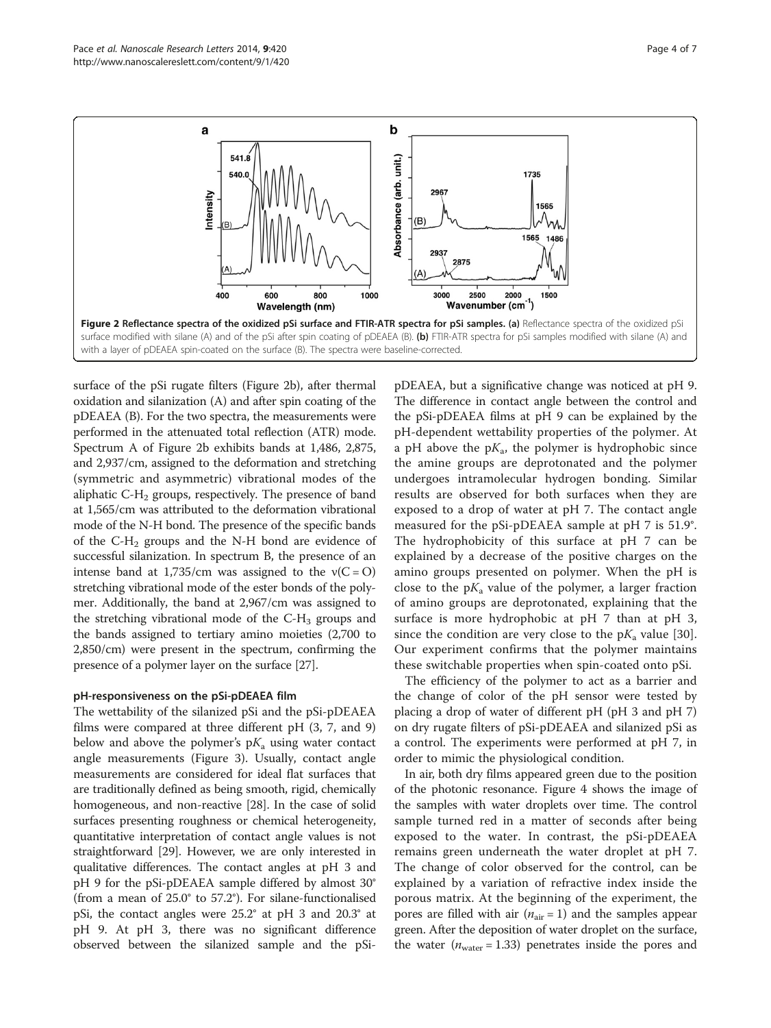Figure 2 Reflectance spectra of the oxidized pSi surface and FTIR-ATR spectra for pSi samples. (a) Reflectance spectra of the oxidized pSi surface modified with silane (A) and of the pSi after spin coating of pDEAEA (B). (b) FTIR-ATR spectra for pSi samples modified with silane (A) and with a layer of pDEAEA spin-coated on the surface (B). The spectra were baseline-corrected.

surface of the pSi rugate filters (Figure 2b), after thermal oxidation and silanization (A) and after spin coating of the pDEAEA (B). For the two spectra, the measurements were performed in the attenuated total reflection (ATR) mode. Spectrum A of Figure 2b exhibits bands at 1,486, 2,875, and 2,937/cm, assigned to the deformation and stretching (symmetric and asymmetric) vibrational modes of the aliphatic C-$H_2$ groups, respectively. The presence of band at 1,565/cm was attributed to the deformation vibrational mode of the N-H bond. The presence of the specific bands of the C-$H_2$ groups and the N-H bond are evidence of successful silanization. In spectrum B, the presence of an intense band at 1,735/cm was assigned to the ν(C = O) stretching vibrational mode of the ester bonds of the polymer. Additionally, the band at 2,967/cm was assigned to the stretching vibrational mode of the C-$H_3$ groups and the bands assigned to tertiary amino moieties (2,700 to 2,850/cm) were present in the spectrum, confirming the presence of a polymer layer on the surface [27].

### pH-responsiveness on the pSi-pDEAEA film

The wettability of the silanized pSi and the pSi-pDEAEA films were compared at three different pH (3, 7, and 9) below and above the polymer's p$K_a$ using water contact angle measurements (Figure 3). Usually, contact angle measurements are considered for ideal flat surfaces that are traditionally defined as being smooth, rigid, chemically homogeneous, and non-reactive [28]. In the case of solid surfaces presenting roughness or chemical heterogeneity, quantitative interpretation of contact angle values is not straightforward [29]. However, we are only interested in qualitative differences. The contact angles at pH 3 and pH 9 for the pSi-pDEAEA sample differed by almost 30° (from a mean of 25.0° to 57.2°). For silane-functionalised pSi, the contact angles were 25.2° at pH 3 and 20.3° at pH 9. At pH 3, there was no significant difference observed between the silanized sample and the pSi-pDEAEA, but a significative change was noticed at pH 9. The difference in contact angle between the control and the pSi-pDEAEA films at pH 9 can be explained by the pH-dependent wettability properties of the polymer. At a pH above the p$K_a$, the polymer is hydrophobic since the amine groups are deprotonated and the polymer undergoes intramolecular hydrogen bonding. Similar results are observed for both surfaces when they are exposed to a drop of water at pH 7. The contact angle measured for the pSi-pDEAEA sample at pH 7 is 51.9°. The hydrophobicity of this surface at pH 7 can be explained by a decrease of the positive charges on the amino groups presented on polymer. When the pH is close to the p$K_a$ value of the polymer, a larger fraction of amino groups are deprotonated, explaining that the surface is more hydrophobic at pH 7 than at pH 3, since the condition are very close to the p$K_a$ value [30]. Our experiment confirms that the polymer maintains these switchable properties when spin-coated onto pSi.

The efficiency of the polymer to act as a barrier and the change of color of the pH sensor were tested by placing a drop of water of different pH (pH 3 and pH 7) on dry rugate filters of pSi-pDEAEA and silanized pSi as a control. The experiments were performed at pH 7, in order to mimic the physiological condition.

In air, both dry films appeared green due to the position of the photonic resonance. Figure 4 shows the image of the samples with water droplets over time. The control sample turned red in a matter of seconds after being exposed to the water. In contrast, the pSi-pDEAEA remains green underneath the water droplet at pH 7. The change of color observed for the control, can be explained by a variation of refractive index inside the porous matrix. At the beginning of the experiment, the pores are filled with air ($n_{air} = 1$) and the samples appear green. After the deposition of water droplet on the surface, the water ($n_{water} = 1.33$) penetrates inside the pores and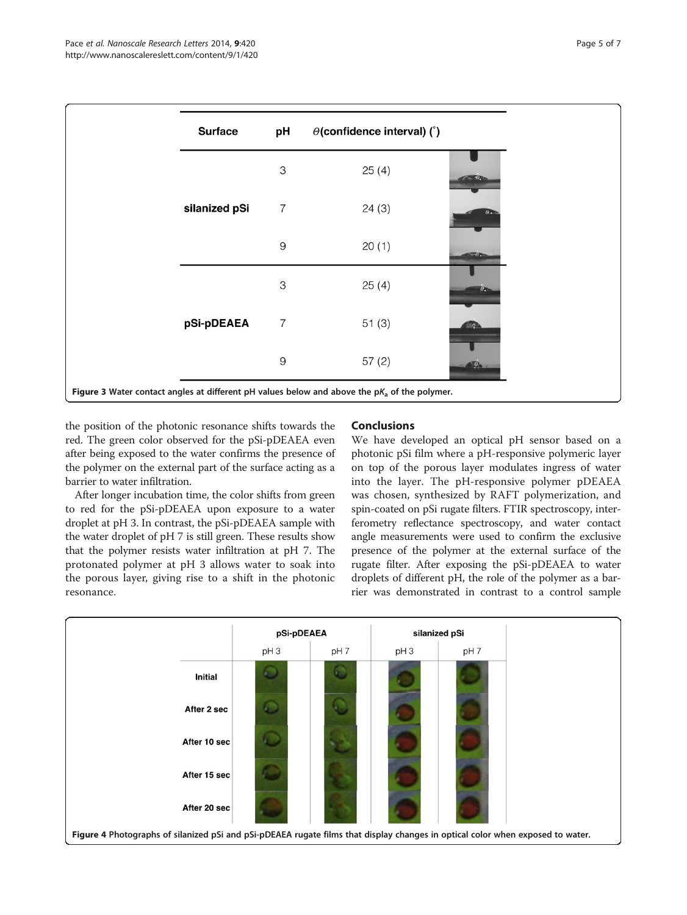| Surface | pH | $\theta$(confidence interval) (°) |
|---|---|---|
| silanized pSi | 3 | 25 (4) |
| | 7 | 24 (3) |
| | 9 | 20 (1) |
| pSi-pDEAEA | 3 | 25 (4) |
| | 7 | 51 (3) |
| | 9 | 57 (2) |

**Figure 3 Water contact angles at different pH values below and above the p$K_a$ of the polymer.**

the position of the photonic resonance shifts towards the red. The green color observed for the pSi-pDEAEA even after being exposed to the water confirms the presence of the polymer on the external part of the surface acting as a barrier to water infiltration.

After longer incubation time, the color shifts from green to red for the pSi-pDEAEA upon exposure to a water droplet at pH 3. In contrast, the pSi-pDEAEA sample with the water droplet of pH 7 is still green. These results show that the polymer resists water infiltration at pH 7. The protonated polymer at pH 3 allows water to soak into the porous layer, giving rise to a shift in the photonic resonance.

## Conclusions

We have developed an optical pH sensor based on a photonic pSi film where a pH-responsive polymeric layer on top of the porous layer modulates ingress of water into the layer. The pH-responsive polymer pDEAEA was chosen, synthesized by RAFT polymerization, and spin-coated on pSi rugate filters. FTIR spectroscopy, interferometry reflectance spectroscopy, and water contact angle measurements were used to confirm the exclusive presence of the polymer at the external surface of the rugate filter. After exposing the pSi-pDEAEA to water droplets of different pH, the role of the polymer as a barrier was demonstrated in contrast to a control sample

**Figure 4 Photographs of silanized pSi and pSi-pDEAEA rugate films that display changes in optical color when exposed to water.**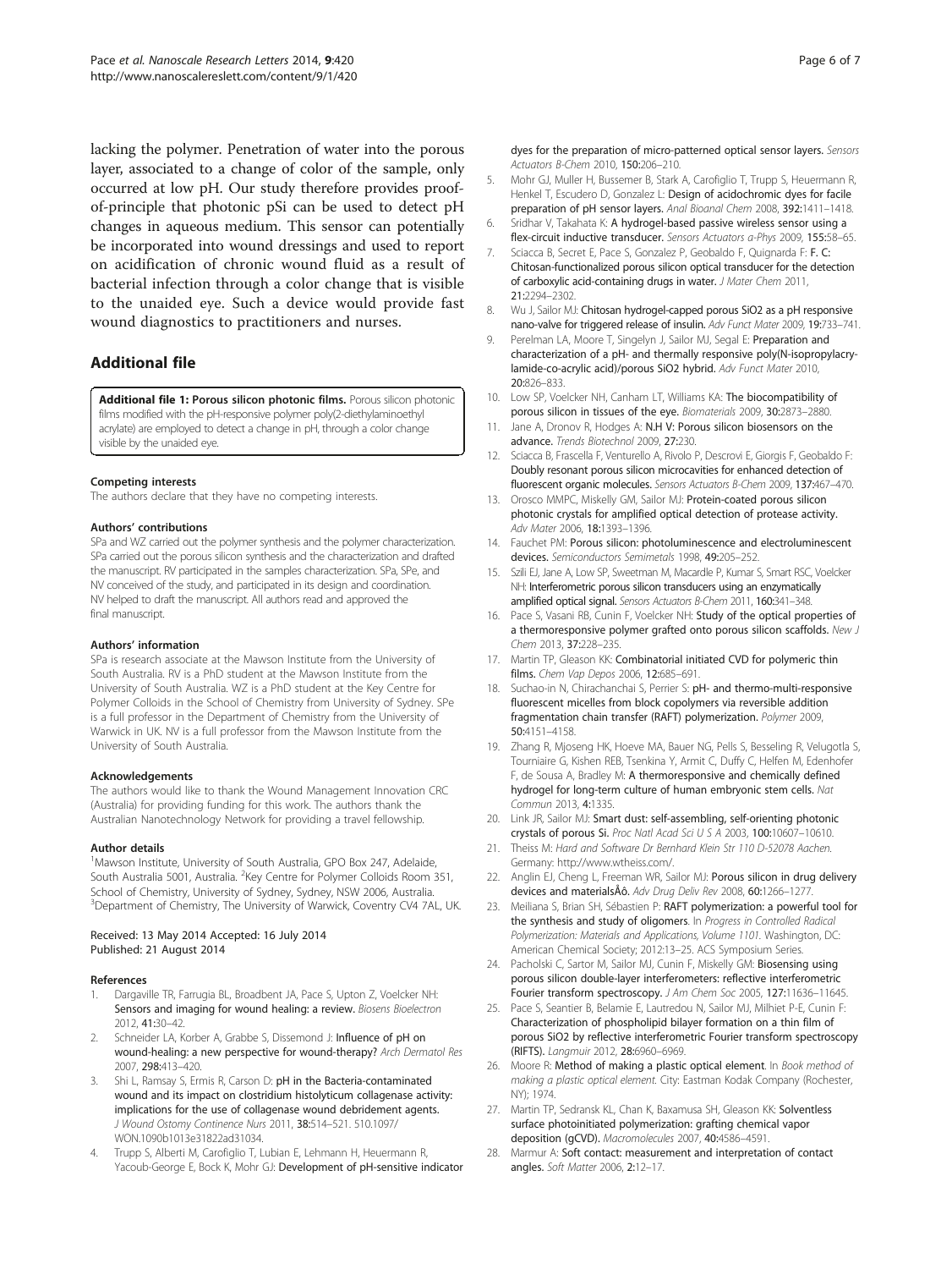lacking the polymer. Penetration of water into the porous layer, associated to a change of color of the sample, only occurred at low pH. Our study therefore provides proof-of-principle that photonic pSi can be used to detect pH changes in aqueous medium. This sensor can potentially be incorporated into wound dressings and used to report on acidification of chronic wound fluid as a result of bacterial infection through a color change that is visible to the unaided eye. Such a device would provide fast wound diagnostics to practitioners and nurses.

## Additional file

**Additional file 1: Porous silicon photonic films.** Porous silicon photonic films modified with the pH-responsive polymer poly(2-diethylaminoethyl acrylate) are employed to detect a change in pH, through a color change visible by the unaided eye.

#### Competing interests

The authors declare that they have no competing interests.

#### Authors' contributions

SPa and WZ carried out the polymer synthesis and the polymer characterization. SPa carried out the porous silicon synthesis and the characterization and drafted the manuscript. RV participated in the samples characterization. SPa, SPe, and NV conceived of the study, and participated in its design and coordination. NV helped to draft the manuscript. All authors read and approved the final manuscript.

#### Authors' information

SPa is research associate at the Mawson Institute from the University of South Australia. RV is a PhD student at the Mawson Institute from the University of South Australia. WZ is a PhD student at the Key Centre for Polymer Colloids in the School of Chemistry from University of Sydney. SPe is a full professor in the Department of Chemistry from the University of Warwick in UK. NV is a full professor from the Mawson Institute from the University of South Australia.

#### Acknowledgements

The authors would like to thank the Wound Management Innovation CRC (Australia) for providing funding for this work. The authors thank the Australian Nanotechnology Network for providing a travel fellowship.

#### Author details

[1]Mawson Institute, University of South Australia, GPO Box 247, Adelaide, South Australia 5001, Australia. [2]Key Centre for Polymer Colloids Room 351, School of Chemistry, University of Sydney, Sydney, NSW 2006, Australia. [3]Department of Chemistry, The University of Warwick, Coventry CV4 7AL, UK.

Received: 13 May 2014 Accepted: 16 July 2014
Published: 21 August 2014

#### References

1. Dargaville TR, Farrugia BL, Broadbent JA, Pace S, Upton Z, Voelcker NH: **Sensors and imaging for wound healing: a review.** *Biosens Bioelectron* 2012, **41:**30–42.
2. Schneider LA, Korber A, Grabbe S, Dissemond J: **Influence of pH on wound-healing: a new perspective for wound-therapy?** *Arch Dermatol Res* 2007, **298:**413–420.
3. Shi L, Ramsay S, Ermis R, Carson D: **pH in the Bacteria-contaminated wound and its impact on clostridium histolyticum collagenase activity: implications for the use of collagenase wound debridement agents.** *J Wound Ostomy Continence Nurs* 2011, **38:**514–521. 510.1097/WON.1090b1013e31822ad31034.
4. Trupp S, Alberti M, Carofiglio T, Lubian E, Lehmann H, Heuermann R, Yacoub-George E, Bock K, Mohr GJ: **Development of pH-sensitive indicator dyes for the preparation of micro-patterned optical sensor layers.** *Sensors Actuators B-Chem* 2010, **150:**206–210.
5. Mohr GJ, Muller H, Bussemer B, Stark A, Carofiglio T, Trupp S, Heuermann R, Henkel T, Escudero D, Gonzalez L: **Design of acidochromic dyes for facile preparation of pH sensor layers.** *Anal Bioanal Chem* 2008, **392:**1411–1418.
6. Sridhar V, Takahata K: **A hydrogel-based passive wireless sensor using a flex-circuit inductive transducer.** *Sensors Actuators a-Phys* 2009, **155:**58–65.
7. Sciacca B, Secret E, Pace S, Gonzalez P, Geobaldo F, Quignarda F: **F. C: Chitosan-functionalized porous silicon optical transducer for the detection of carboxylic acid-containing drugs in water.** *J Mater Chem* 2011, **21:**2294–2302.
8. Wu J, Sailor MJ: **Chitosan hydrogel-capped porous SiO2 as a pH responsive nano-valve for triggered release of insulin.** *Adv Funct Mater* 2009, **19:**733–741.
9. Perelman LA, Moore T, Singelyn J, Sailor MJ, Segal E: **Preparation and characterization of a pH- and thermally responsive poly(N-isopropylacrylamide-co-acrylic acid)/porous SiO2 hybrid.** *Adv Funct Mater* 2010, **20:**826–833.
10. Low SP, Voelcker NH, Canham LT, Williams KA: **The biocompatibility of porous silicon in tissues of the eye.** *Biomaterials* 2009, **30:**2873–2880.
11. Jane A, Dronov R, Hodges A: **N.H V: Porous silicon biosensors on the advance.** *Trends Biotechnol* 2009, **27:**230.
12. Sciacca B, Frascella F, Venturello A, Rivolo P, Descrovi E, Giorgis F, Geobaldo F: **Doubly resonant porous silicon microcavities for enhanced detection of fluorescent organic molecules.** *Sensors Actuators B-Chem* 2009, **137:**467–470.
13. Orosco MMPC, Miskelly GM, Sailor MJ: **Protein-coated porous silicon photonic crystals for amplified optical detection of protease activity.** *Adv Mater* 2006, **18:**1393–1396.
14. Fauchet PM: **Porous silicon: photoluminescence and electroluminescent devices.** *Semiconductors Semimetals* 1998, **49:**205–252.
15. Szili EJ, Jane A, Low SP, Sweetman M, Macardle P, Kumar S, Smart RSC, Voelcker NH: **Interferometric porous silicon transducers using an enzymatically amplified optical signal.** *Sensors Actuators B-Chem* 2011, **160:**341–348.
16. Pace S, Vasani RB, Cunin F, Voelcker NH: **Study of the optical properties of a thermoresponsive polymer grafted onto porous silicon scaffolds.** *New J Chem* 2013, **37:**228–235.
17. Martin TP, Gleason KK: **Combinatorial initiated CVD for polymeric thin films.** *Chem Vap Depos* 2006, **12:**685–691.
18. Suchao-in N, Chirachanchai S, Perrier S: **pH- and thermo-multi-responsive fluorescent micelles from block copolymers via reversible addition fragmentation chain transfer (RAFT) polymerization.** *Polymer* 2009, **50:**4151–4158.
19. Zhang R, Mjoseng HK, Hoeve MA, Bauer NG, Pells S, Besseling R, Velugotla S, Tourniaire G, Kishen REB, Tsenkina Y, Armit C, Duffy C, Helfen M, Edenhofer F, de Sousa A, Bradley M: **A thermoresponsive and chemically defined hydrogel for long-term culture of human embryonic stem cells.** *Nat Commun* 2013, **4:**1335.
20. Link JR, Sailor MJ: **Smart dust: self-assembling, self-orienting photonic crystals of porous Si.** *Proc Natl Acad Sci U S A* 2003, **100:**10607–10610.
21. Theiss M: *Hard and Software Dr Bernhard Klein Str 110 D-52078 Aachen.* Germany: http://www.wtheiss.com/.
22. Anglin EJ, Cheng L, Freeman WR, Sailor MJ: **Porous silicon in drug delivery devices and materialsÂô.** *Adv Drug Deliv Rev* 2008, **60:**1266–1277.
23. Meiliana S, Brian SH, Sébastien P: **RAFT polymerization: a powerful tool for the synthesis and study of oligomers.** In *Progress in Controlled Radical Polymerization: Materials and Applications, Volume 1101.* Washington, DC: American Chemical Society; 2012:13–25. ACS Symposium Series.
24. Pacholski C, Sartor M, Sailor MJ, Cunin F, Miskelly GM: **Biosensing using porous silicon double-layer interferometers: reflective interferometric Fourier transform spectroscopy.** *J Am Chem Soc* 2005, **127:**11636–11645.
25. Pace S, Seantier B, Belamie E, Lautredou N, Sailor MJ, Milhiet P-E, Cunin F: **Characterization of phospholipid bilayer formation on a thin film of porous SiO2 by reflective interferometric Fourier transform spectroscopy (RIFTS).** *Langmuir* 2012, **28:**6960–6969.
26. Moore R: **Method of making a plastic optical element.** In *Book method of making a plastic optical element.* City: Eastman Kodak Company (Rochester, NY); 1974.
27. Martin TP, Sedransk KL, Chan K, Baxamusa SH, Gleason KK: **Solventless surface photoinitiated polymerization: grafting chemical vapor deposition (gCVD).** *Macromolecules* 2007, **40:**4586–4591.
28. Marmur A: **Soft contact: measurement and interpretation of contact angles.** *Soft Matter* 2006, **2:**12–17.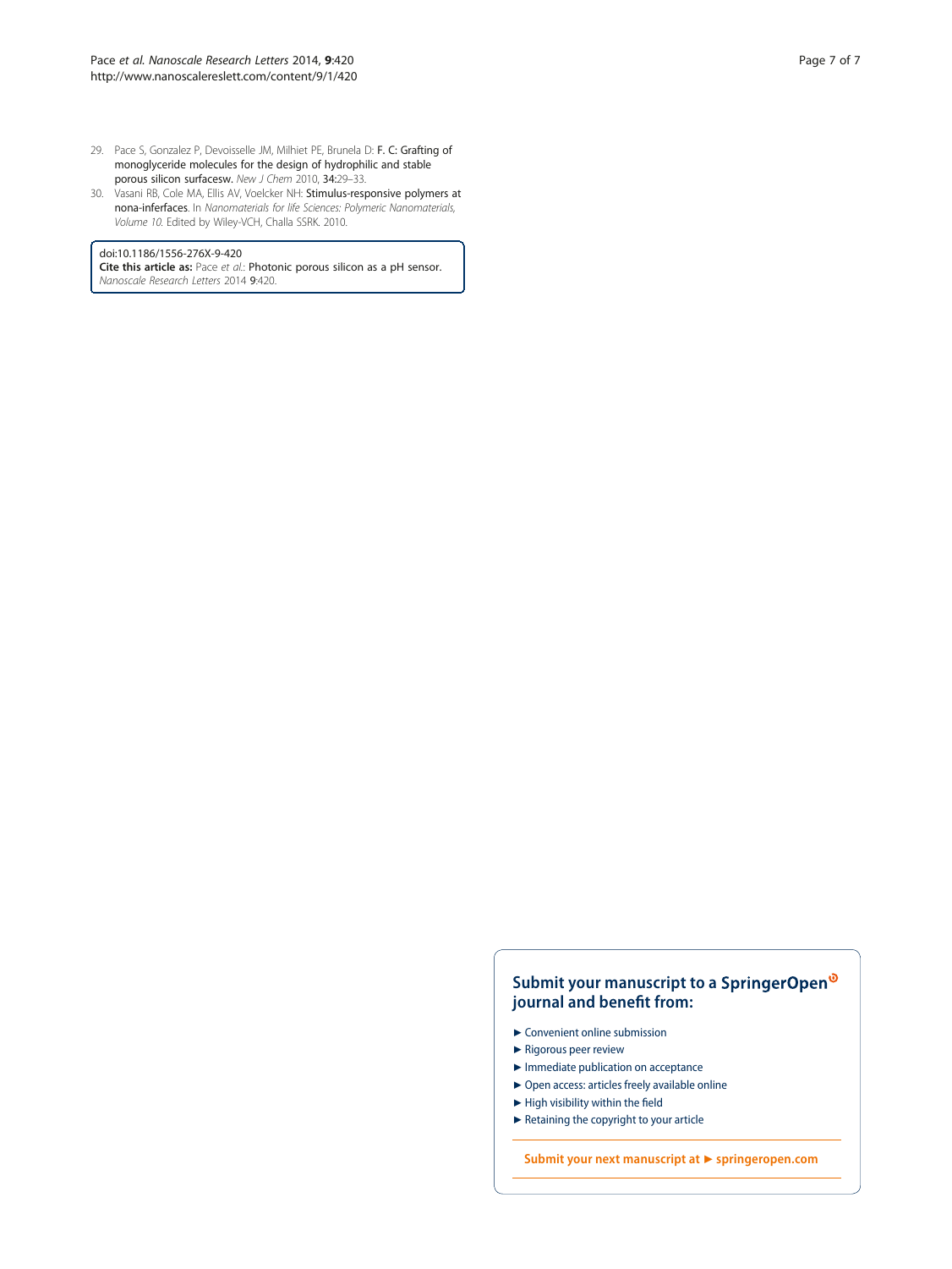29. Pace S, Gonzalez P, Devoisselle JM, Milhiet PE, Brunela D: **F. C: Grafting of monoglyceride molecules for the design of hydrophilic and stable porous silicon surfacesw.** *New J Chem* 2010, **34:**29–33.
30. Vasani RB, Cole MA, Ellis AV, Voelcker NH: **Stimulus-responsive polymers at nona-inferfaces**. In *Nanomaterials for life Sciences: Polymeric Nanomaterials, Volume 10*. Edited by Wiley-VCH, Challa SSRK. 2010.

doi:10.1186/1556-276X-9-420
**Cite this article as:** Pace *et al.*: Photonic porous silicon as a pH sensor. *Nanoscale Research Letters* 2014 **9**:420.

**Submit your manuscript to a SpringerOpen journal and benefit from:**

- ► Convenient online submission
- ► Rigorous peer review
- ► Immediate publication on acceptance
- ► Open access: articles freely available online
- ► High visibility within the field
- ► Retaining the copyright to your article

**Submit your next manuscript at ► springeropen.com**